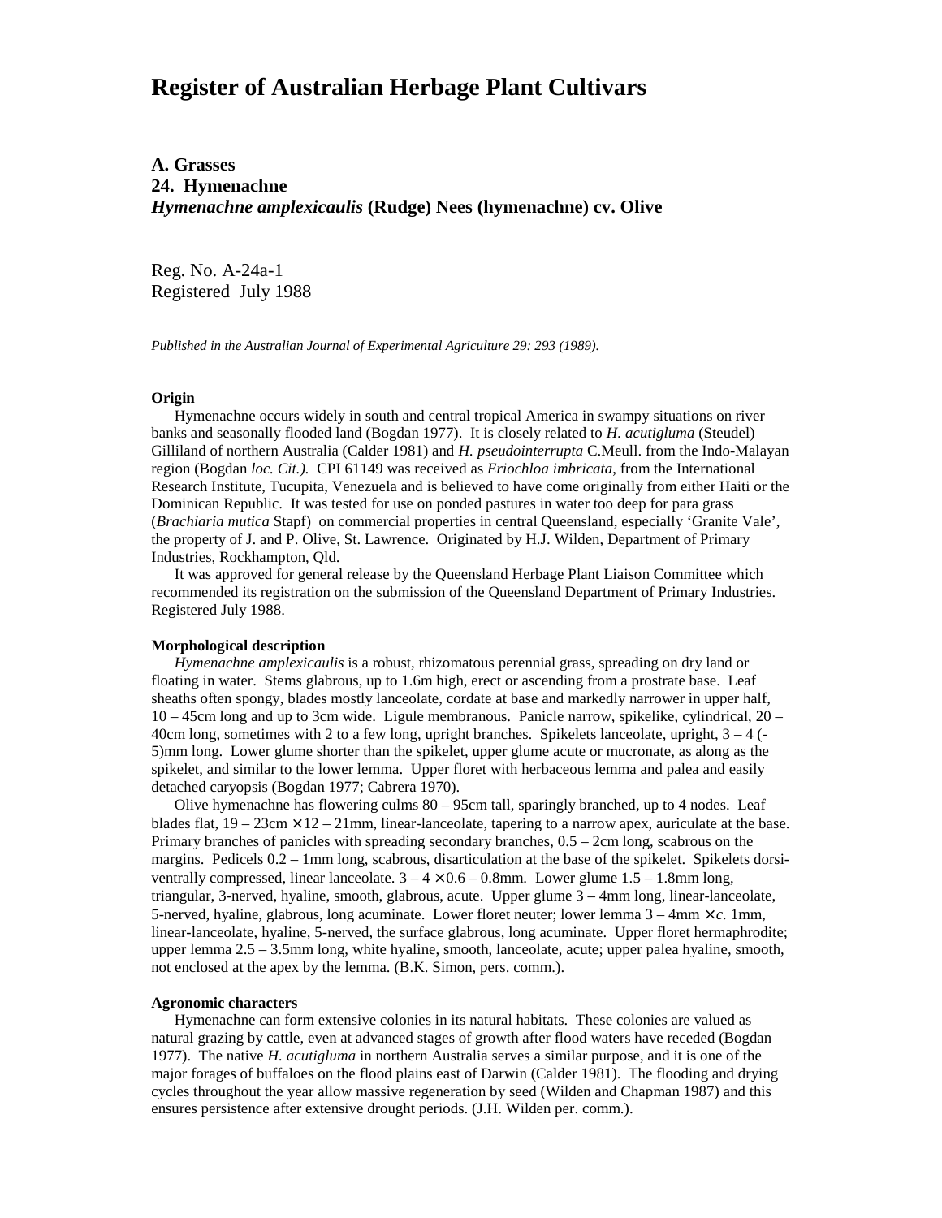// Register of Australian Herbage Plant Cultivars

## A. Grasses
## 24. Hymenachne
## *Hymenachne amplexicaulis* (Rudge) Nees (hymenachne) cv. Olive

Reg. No. A-24a-1
Registered July 1988

*Published in the Australian Journal of Experimental Agriculture 29: 293 (1989).*

**Origin**

Hymenachne occurs widely in south and central tropical America in swampy situations on river banks and seasonally flooded land (Bogdan 1977). It is closely related to *H. acutigluma* (Steudel) Gilliland of northern Australia (Calder 1981) and *H. pseudointerrupta* C.Meull. from the Indo-Malayan region (Bogdan *loc. Cit.).* CPI 61149 was received as *Eriochloa imbricata*, from the International Research Institute, Tucupita, Venezuela and is believed to have come originally from either Haiti or the Dominican Republic. It was tested for use on ponded pastures in water too deep for para grass (*Brachiaria mutica* Stapf) on commercial properties in central Queensland, especially 'Granite Vale', the property of J. and P. Olive, St. Lawrence. Originated by H.J. Wilden, Department of Primary Industries, Rockhampton, Qld.

It was approved for general release by the Queensland Herbage Plant Liaison Committee which recommended its registration on the submission of the Queensland Department of Primary Industries. Registered July 1988.

**Morphological description**

*Hymenachne amplexicaulis* is a robust, rhizomatous perennial grass, spreading on dry land or floating in water. Stems glabrous, up to 1.6m high, erect or ascending from a prostrate base. Leaf sheaths often spongy, blades mostly lanceolate, cordate at base and markedly narrower in upper half, 10 – 45cm long and up to 3cm wide. Ligule membranous. Panicle narrow, spikelike, cylindrical, 20 – 40cm long, sometimes with 2 to a few long, upright branches. Spikelets lanceolate, upright, 3 – 4 (-5)mm long. Lower glume shorter than the spikelet, upper glume acute or mucronate, as along as the spikelet, and similar to the lower lemma. Upper floret with herbaceous lemma and palea and easily detached caryopsis (Bogdan 1977; Cabrera 1970).

Olive hymenachne has flowering culms 80 – 95cm tall, sparingly branched, up to 4 nodes. Leaf blades flat, 19 – 23cm × 12 – 21mm, linear-lanceolate, tapering to a narrow apex, auriculate at the base. Primary branches of panicles with spreading secondary branches, 0.5 – 2cm long, scabrous on the margins. Pedicels 0.2 – 1mm long, scabrous, disarticulation at the base of the spikelet. Spikelets dorsi-ventrally compressed, linear lanceolate. 3 – 4 × 0.6 – 0.8mm. Lower glume 1.5 – 1.8mm long, triangular, 3-nerved, hyaline, smooth, glabrous, acute. Upper glume 3 – 4mm long, linear-lanceolate, 5-nerved, hyaline, glabrous, long acuminate. Lower floret neuter; lower lemma 3 – 4mm × *c.* 1mm, linear-lanceolate, hyaline, 5-nerved, the surface glabrous, long acuminate. Upper floret hermaphrodite; upper lemma 2.5 – 3.5mm long, white hyaline, smooth, lanceolate, acute; upper palea hyaline, smooth, not enclosed at the apex by the lemma. (B.K. Simon, pers. comm.).

**Agronomic characters**

Hymenachne can form extensive colonies in its natural habitats. These colonies are valued as natural grazing by cattle, even at advanced stages of growth after flood waters have receded (Bogdan 1977). The native *H. acutigluma* in northern Australia serves a similar purpose, and it is one of the major forages of buffaloes on the flood plains east of Darwin (Calder 1981). The flooding and drying cycles throughout the year allow massive regeneration by seed (Wilden and Chapman 1987) and this ensures persistence after extensive drought periods. (J.H. Wilden per. comm.).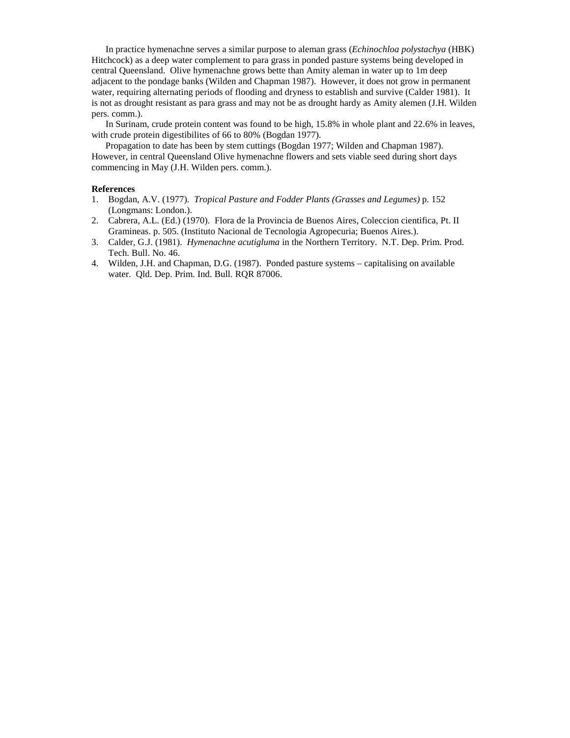In practice hymenachne serves a similar purpose to aleman grass (*Echinochloa polystachya* (HBK) Hitchcock) as a deep water complement to para grass in ponded pasture systems being developed in central Queensland. Olive hymenachne grows bette than Amity aleman in water up to 1m deep adjacent to the pondage banks (Wilden and Chapman 1987). However, it does not grow in permanent water, requiring alternating periods of flooding and dryness to establish and survive (Calder 1981). It is not as drought resistant as para grass and may not be as drought hardy as Amity alemen (J.H. Wilden pers. comm.).

In Surinam, crude protein content was found to be high, 15.8% in whole plant and 22.6% in leaves, with crude protein digestibilites of 66 to 80% (Bogdan 1977).

Propagation to date has been by stem cuttings (Bogdan 1977; Wilden and Chapman 1987). However, in central Queensland Olive hymenachne flowers and sets viable seed during short days commencing in May (J.H. Wilden pers. comm.).

**References**

1. Bogdan, A.V. (1977). *Tropical Pasture and Fodder Plants (Grasses and Legumes)* p. 152 (Longmans: London.).
2. Cabrera, A.L. (Ed.) (1970). Flora de la Provincia de Buenos Aires, Coleccion cientifica, Pt. II Gramineas. p. 505. (Instituto Nacional de Tecnologia Agropecuria; Buenos Aires.).
3. Calder, G.J. (1981). *Hymenachne acutigluma* in the Northern Territory. N.T. Dep. Prim. Prod. Tech. Bull. No. 46.
4. Wilden, J.H. and Chapman, D.G. (1987). Ponded pasture systems – capitalising on available water. Qld. Dep. Prim. Ind. Bull. RQR 87006.